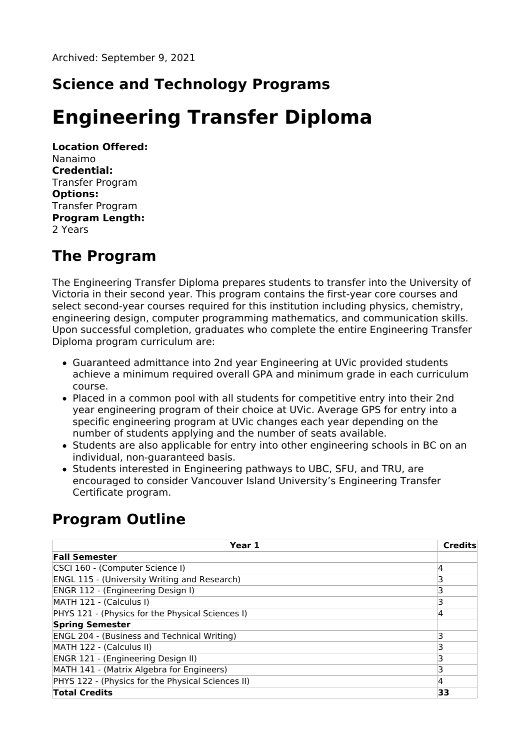Archived: September 9, 2021

## Science and Technology Programs

# Engineering Transfer Diploma

**Location Offered:**
Nanaimo
**Credential:**
Transfer Program
**Options:**
Transfer Program
**Program Length:**
2 Years

## The Program

The Engineering Transfer Diploma prepares students to transfer into the University of Victoria in their second year. This program contains the first-year core courses and select second-year courses required for this institution including physics, chemistry, engineering design, computer programming mathematics, and communication skills. Upon successful completion, graduates who complete the entire Engineering Transfer Diploma program curriculum are:

- Guaranteed admittance into 2nd year Engineering at UVic provided students achieve a minimum required overall GPA and minimum grade in each curriculum course.
- Placed in a common pool with all students for competitive entry into their 2nd year engineering program of their choice at UVic. Average GPS for entry into a specific engineering program at UVic changes each year depending on the number of students applying and the number of seats available.
- Students are also applicable for entry into other engineering schools in BC on an individual, non-guaranteed basis.
- Students interested in Engineering pathways to UBC, SFU, and TRU, are encouraged to consider Vancouver Island University's Engineering Transfer Certificate program.

## Program Outline

| Year 1 | Credits |
|---|---|
| **Fall Semester** | |
| CSCI 160 - (Computer Science I) | 4 |
| ENGL 115 - (University Writing and Research) | 3 |
| ENGR 112 - (Engineering Design I) | 3 |
| MATH 121 - (Calculus I) | 3 |
| PHYS 121 - (Physics for the Physical Sciences I) | 4 |
| **Spring Semester** | |
| ENGL 204 - (Business and Technical Writing) | 3 |
| MATH 122 - (Calculus II) | 3 |
| ENGR 121 - (Engineering Design II) | 3 |
| MATH 141 - (Matrix Algebra for Engineers) | 3 |
| PHYS 122 - (Physics for the Physical Sciences II) | 4 |
| **Total Credits** | **33** |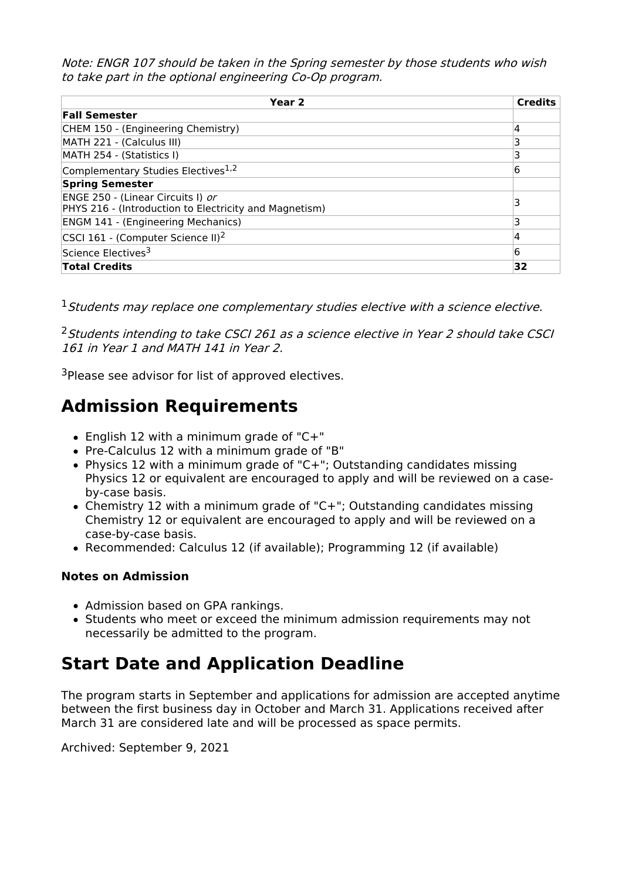*Note: ENGR 107 should be taken in the Spring semester by those students who wish to take part in the optional engineering Co-Op program.*

| Year 2 | Credits |
|---|---|
| **Fall Semester** | |
| CHEM 150 - (Engineering Chemistry) | 4 |
| MATH 221 - (Calculus III) | 3 |
| MATH 254 - (Statistics I) | 3 |
| Complementary Studies Electives[1,2] | 6 |
| **Spring Semester** | |
| ENGE 250 - (Linear Circuits I) *or* PHYS 216 - (Introduction to Electricity and Magnetism) | 3 |
| ENGM 141 - (Engineering Mechanics) | 3 |
| CSCI 161 - (Computer Science II)[2] | 4 |
| Science Electives[3] | 6 |
| **Total Credits** | **32** |

[1]*Students may replace one complementary studies elective with a science elective.*

[2]*Students intending to take CSCI 261 as a science elective in Year 2 should take CSCI 161 in Year 1 and MATH 141 in Year 2.*

[3]Please see advisor for list of approved electives.

## Admission Requirements

- English 12 with a minimum grade of "C+"
- Pre-Calculus 12 with a minimum grade of "B"
- Physics 12 with a minimum grade of "C+"; Outstanding candidates missing Physics 12 or equivalent are encouraged to apply and will be reviewed on a case-by-case basis.
- Chemistry 12 with a minimum grade of "C+"; Outstanding candidates missing Chemistry 12 or equivalent are encouraged to apply and will be reviewed on a case-by-case basis.
- Recommended: Calculus 12 (if available); Programming 12 (if available)

### Notes on Admission

- Admission based on GPA rankings.
- Students who meet or exceed the minimum admission requirements may not necessarily be admitted to the program.

## Start Date and Application Deadline

The program starts in September and applications for admission are accepted anytime between the first business day in October and March 31. Applications received after March 31 are considered late and will be processed as space permits.

Archived: September 9, 2021